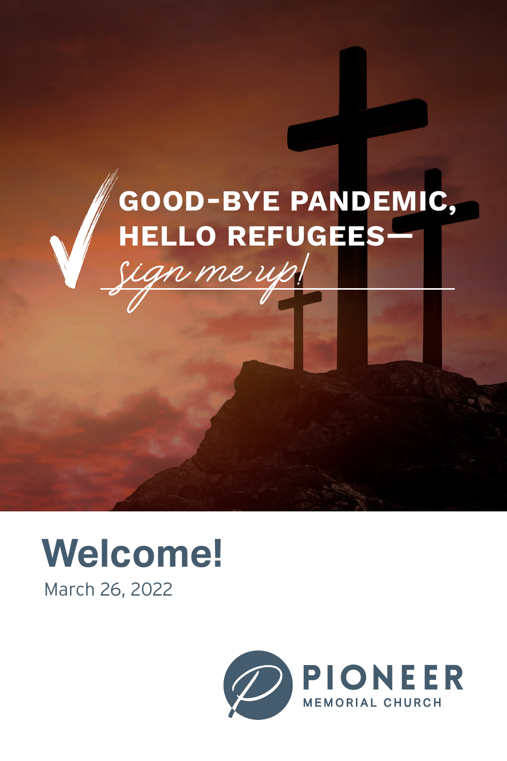# GOOD-BYE PANDEMIC, HELLO REFUGEES—

*sign me up!*

## Welcome!

March 26, 2022

PIONEER

MEMORIAL CHURCH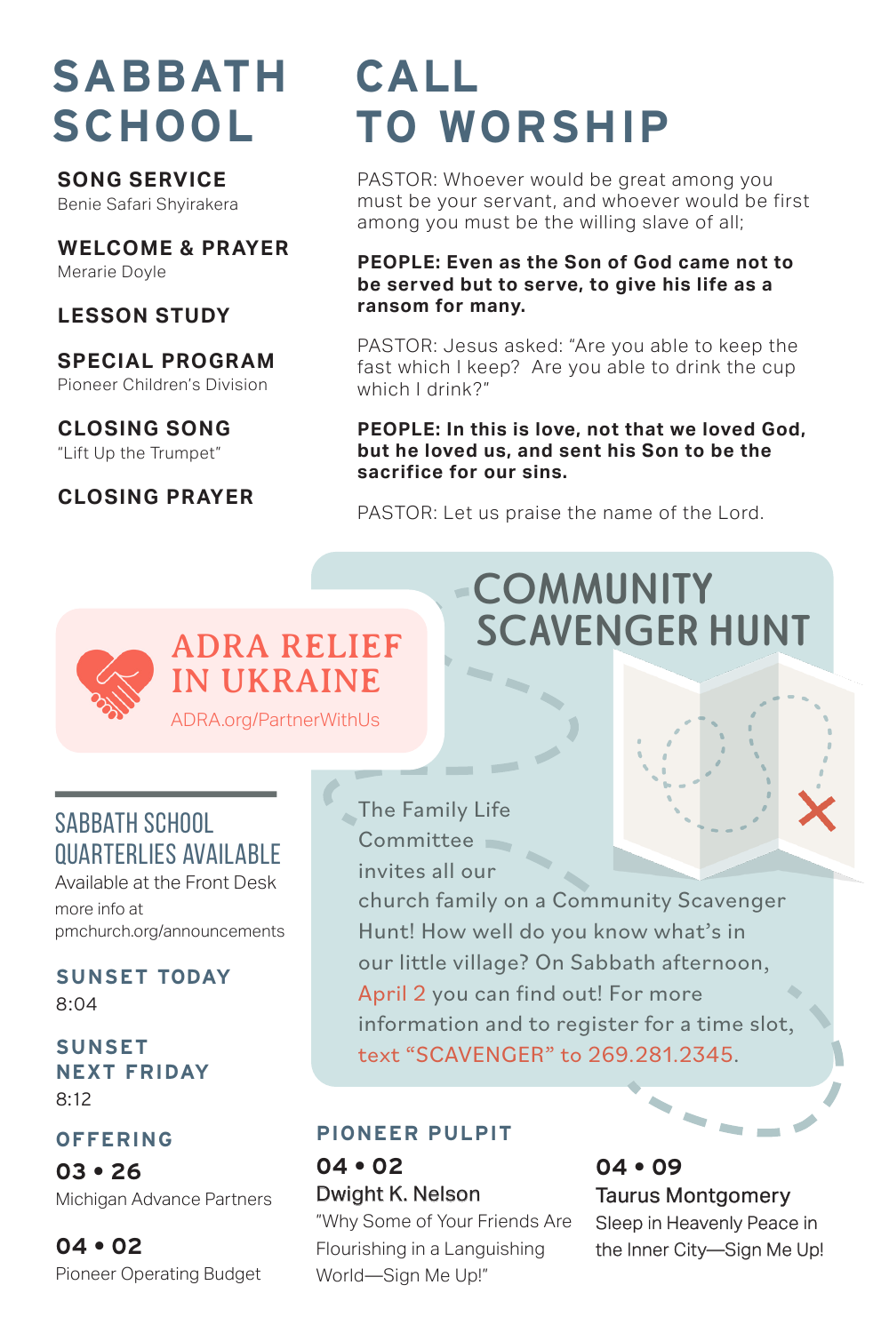# SABBATH SCHOOL

**SONG SERVICE**
Benie Safari Shyirakera

**WELCOME & PRAYER**
Merarie Doyle

**LESSON STUDY**

**SPECIAL PROGRAM**
Pioneer Children's Division

**CLOSING SONG**
"Lift Up the Trumpet"

**CLOSING PRAYER**

# CALL TO WORSHIP

PASTOR: Whoever would be great among you must be your servant, and whoever would be first among you must be the willing slave of all;

**PEOPLE: Even as the Son of God came not to be served but to serve, to give his life as a ransom for many.**

PASTOR: Jesus asked: "Are you able to keep the fast which I keep? Are you able to drink the cup which I drink?"

**PEOPLE: In this is love, not that we loved God, but he loved us, and sent his Son to be the sacrifice for our sins.**

PASTOR: Let us praise the name of the Lord.

## ADRA RELIEF IN UKRAINE

ADRA.org/PartnerWithUs

## COMMUNITY SCAVENGER HUNT

The Family Life Committee invites all our church family on a Community Scavenger Hunt! How well do you know what's in our little village? On Sabbath afternoon, April 2 you can find out! For more information and to register for a time slot, text "SCAVENGER" to 269.281.2345.

## SABBATH SCHOOL QUARTERLIES AVAILABLE

Available at the Front Desk
more info at pmchurch.org/announcements

**SUNSET TODAY**
8:04

**SUNSET NEXT FRIDAY**
8:12

**OFFERING**

**03 • 26**
Michigan Advance Partners

**04 • 02**
Pioneer Operating Budget

**PIONEER PULPIT**

**04 • 02**
Dwight K. Nelson
"Why Some of Your Friends Are Flourishing in a Languishing World—Sign Me Up!"

**04 • 09**
Taurus Montgomery
Sleep in Heavenly Peace in the Inner City—Sign Me Up!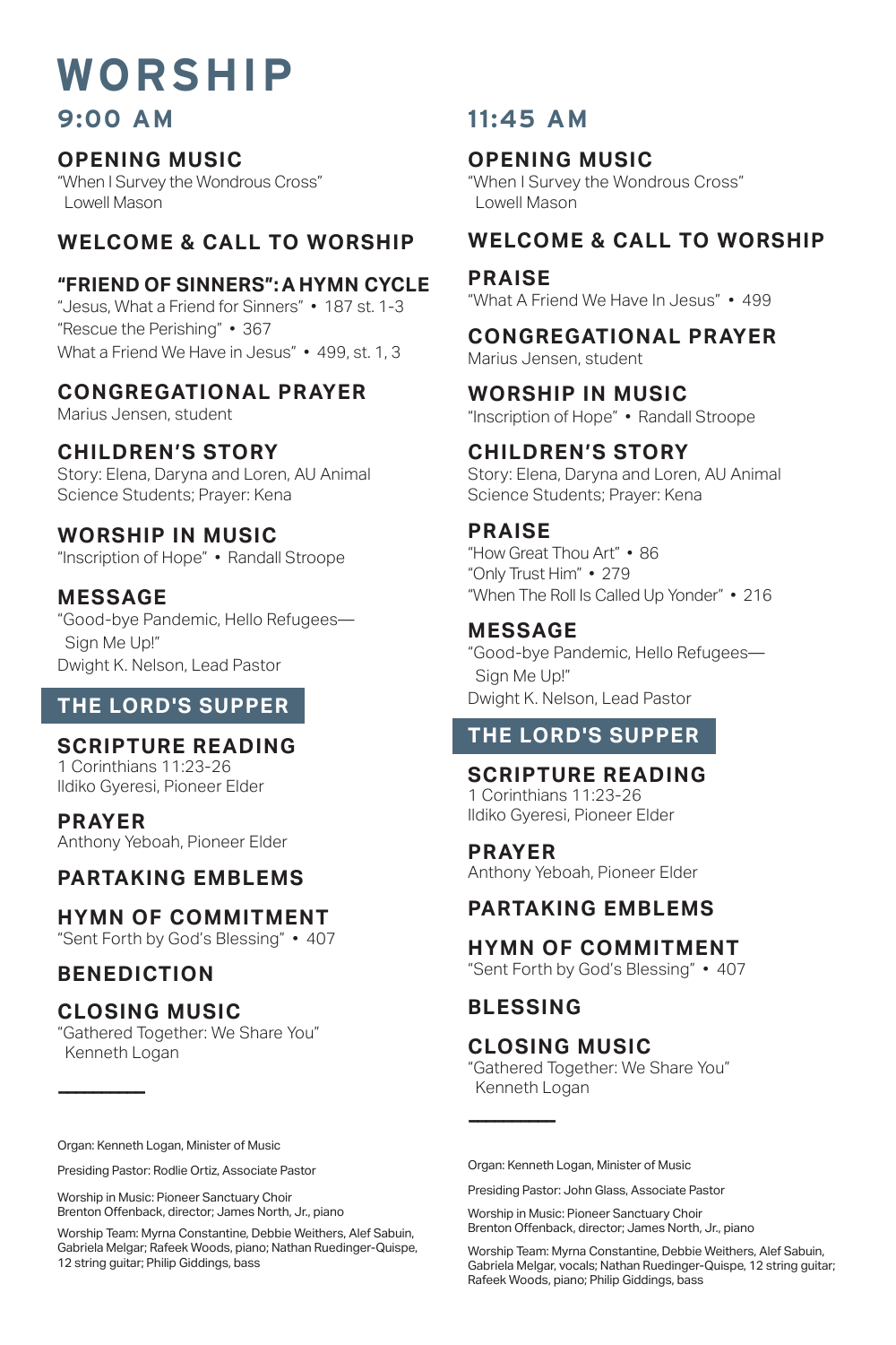# WORSHIP

## 9:00 AM

### OPENING MUSIC
"When I Survey the Wondrous Cross"
Lowell Mason

### WELCOME & CALL TO WORSHIP

### "FRIEND OF SINNERS": A HYMN CYCLE
"Jesus, What a Friend for Sinners" • 187 st. 1-3
"Rescue the Perishing" • 367
What a Friend We Have in Jesus" • 499, st. 1, 3

### CONGREGATIONAL PRAYER
Marius Jensen, student

### CHILDREN'S STORY
Story: Elena, Daryna and Loren, AU Animal Science Students; Prayer: Kena

### WORSHIP IN MUSIC
"Inscription of Hope" • Randall Stroope

### MESSAGE
"Good-bye Pandemic, Hello Refugees—
Sign Me Up!"
Dwight K. Nelson, Lead Pastor

### THE LORD'S SUPPER

### SCRIPTURE READING
1 Corinthians 11:23-26
Ildiko Gyeresi, Pioneer Elder

### PRAYER
Anthony Yeboah, Pioneer Elder

### PARTAKING EMBLEMS

### HYMN OF COMMITMENT
"Sent Forth by God's Blessing" • 407

### BENEDICTION

### CLOSING MUSIC
"Gathered Together: We Share You"
Kenneth Logan

---

Organ: Kenneth Logan, Minister of Music

Presiding Pastor: Rodlie Ortiz, Associate Pastor

Worship in Music: Pioneer Sanctuary Choir
Brenton Offenback, director; James North, Jr., piano

Worship Team: Myrna Constantine, Debbie Weithers, Alef Sabuin, Gabriela Melgar; Rafeek Woods, piano; Nathan Ruedinger-Quispe, 12 string guitar; Philip Giddings, bass

## 11:45 AM

### OPENING MUSIC
"When I Survey the Wondrous Cross"
Lowell Mason

### WELCOME & CALL TO WORSHIP

### PRAISE
"What A Friend We Have In Jesus" • 499

### CONGREGATIONAL PRAYER
Marius Jensen, student

### WORSHIP IN MUSIC
"Inscription of Hope" • Randall Stroope

### CHILDREN'S STORY
Story: Elena, Daryna and Loren, AU Animal Science Students; Prayer: Kena

### PRAISE
"How Great Thou Art" • 86
"Only Trust Him" • 279
"When The Roll Is Called Up Yonder" • 216

### MESSAGE
"Good-bye Pandemic, Hello Refugees—
Sign Me Up!"
Dwight K. Nelson, Lead Pastor

### THE LORD'S SUPPER

### SCRIPTURE READING
1 Corinthians 11:23-26
Ildiko Gyeresi, Pioneer Elder

### PRAYER
Anthony Yeboah, Pioneer Elder

### PARTAKING EMBLEMS

### HYMN OF COMMITMENT
"Sent Forth by God's Blessing" • 407

### BLESSING

### CLOSING MUSIC
"Gathered Together: We Share You"
Kenneth Logan

---

Organ: Kenneth Logan, Minister of Music

Presiding Pastor: John Glass, Associate Pastor

Worship in Music: Pioneer Sanctuary Choir
Brenton Offenback, director; James North, Jr., piano

Worship Team: Myrna Constantine, Debbie Weithers, Alef Sabuin, Gabriela Melgar, vocals; Nathan Ruedinger-Quispe, 12 string guitar; Rafeek Woods, piano; Philip Giddings, bass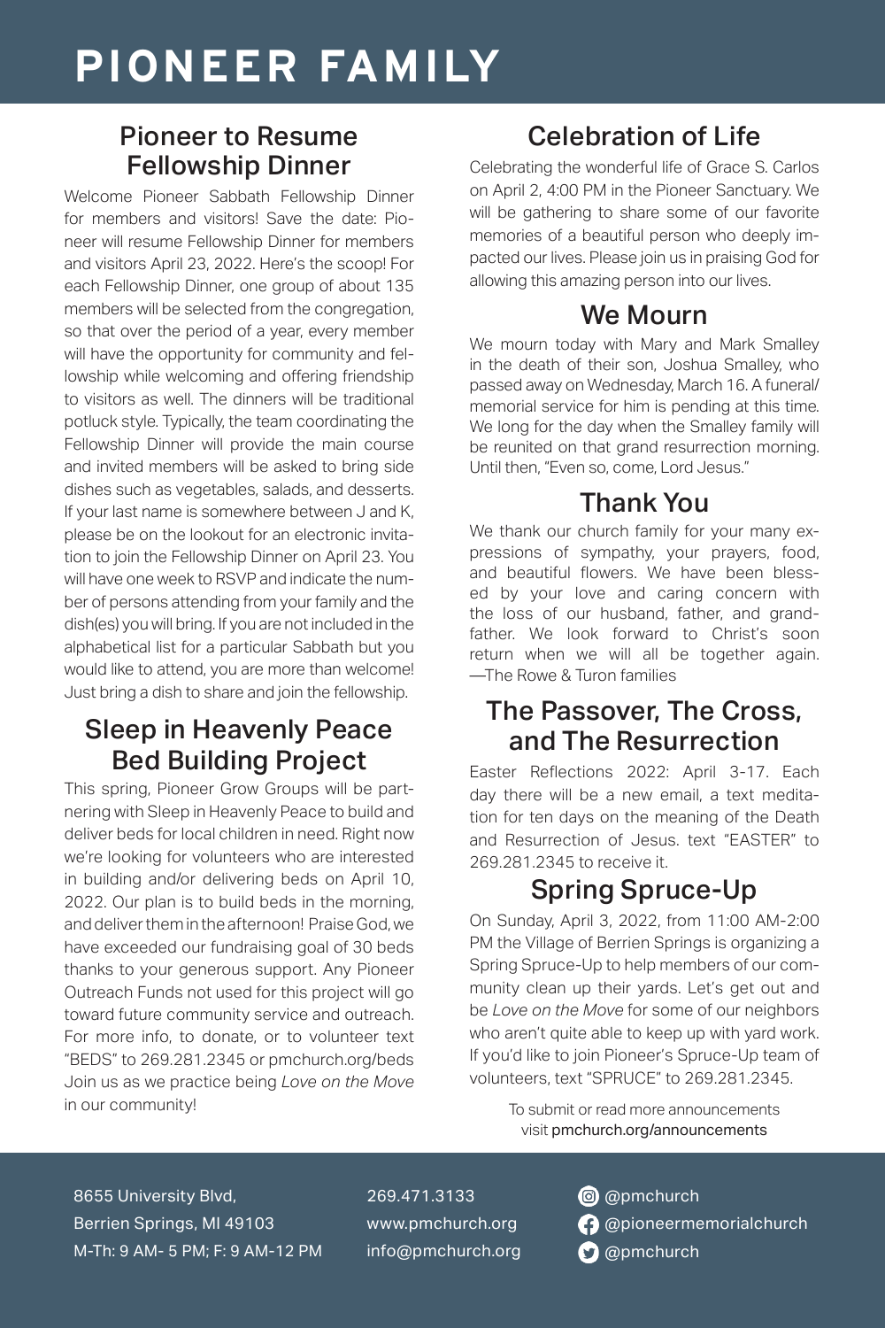# PIONEER FAMILY

## Pioneer to Resume Fellowship Dinner

Welcome Pioneer Sabbath Fellowship Dinner for members and visitors! Save the date: Pioneer will resume Fellowship Dinner for members and visitors April 23, 2022. Here's the scoop! For each Fellowship Dinner, one group of about 135 members will be selected from the congregation, so that over the period of a year, every member will have the opportunity for community and fellowship while welcoming and offering friendship to visitors as well. The dinners will be traditional potluck style. Typically, the team coordinating the Fellowship Dinner will provide the main course and invited members will be asked to bring side dishes such as vegetables, salads, and desserts. If your last name is somewhere between J and K, please be on the lookout for an electronic invitation to join the Fellowship Dinner on April 23. You will have one week to RSVP and indicate the number of persons attending from your family and the dish(es) you will bring. If you are not included in the alphabetical list for a particular Sabbath but you would like to attend, you are more than welcome! Just bring a dish to share and join the fellowship.

## Sleep in Heavenly Peace Bed Building Project

This spring, Pioneer Grow Groups will be partnering with Sleep in Heavenly Peace to build and deliver beds for local children in need. Right now we're looking for volunteers who are interested in building and/or delivering beds on April 10, 2022. Our plan is to build beds in the morning, and deliver them in the afternoon! Praise God, we have exceeded our fundraising goal of 30 beds thanks to your generous support. Any Pioneer Outreach Funds not used for this project will go toward future community service and outreach. For more info, to donate, or to volunteer text "BEDS" to 269.281.2345 or pmchurch.org/beds Join us as we practice being *Love on the Move* in our community!

## Celebration of Life

Celebrating the wonderful life of Grace S. Carlos on April 2, 4:00 PM in the Pioneer Sanctuary. We will be gathering to share some of our favorite memories of a beautiful person who deeply impacted our lives. Please join us in praising God for allowing this amazing person into our lives.

## We Mourn

We mourn today with Mary and Mark Smalley in the death of their son, Joshua Smalley, who passed away on Wednesday, March 16. A funeral/memorial service for him is pending at this time. We long for the day when the Smalley family will be reunited on that grand resurrection morning. Until then, "Even so, come, Lord Jesus."

## Thank You

We thank our church family for your many expressions of sympathy, your prayers, food, and beautiful flowers. We have been blessed by your love and caring concern with the loss of our husband, father, and grandfather. We look forward to Christ's soon return when we will all be together again. —The Rowe & Turon families

## The Passover, The Cross, and The Resurrection

Easter Reflections 2022: April 3-17. Each day there will be a new email, a text meditation for ten days on the meaning of the Death and Resurrection of Jesus. text "EASTER" to 269.281.2345 to receive it.

## Spring Spruce-Up

On Sunday, April 3, 2022, from 11:00 AM-2:00 PM the Village of Berrien Springs is organizing a Spring Spruce-Up to help members of our community clean up their yards. Let's get out and be *Love on the Move* for some of our neighbors who aren't quite able to keep up with yard work. If you'd like to join Pioneer's Spruce-Up team of volunteers, text "SPRUCE" to 269.281.2345.

To submit or read more announcements visit pmchurch.org/announcements

8655 University Blvd,
Berrien Springs, MI 49103
M-Th: 9 AM- 5 PM; F: 9 AM-12 PM

269.471.3133
www.pmchurch.org
info@pmchurch.org

@pmchurch
@pioneermemorialchurch
@pmchurch